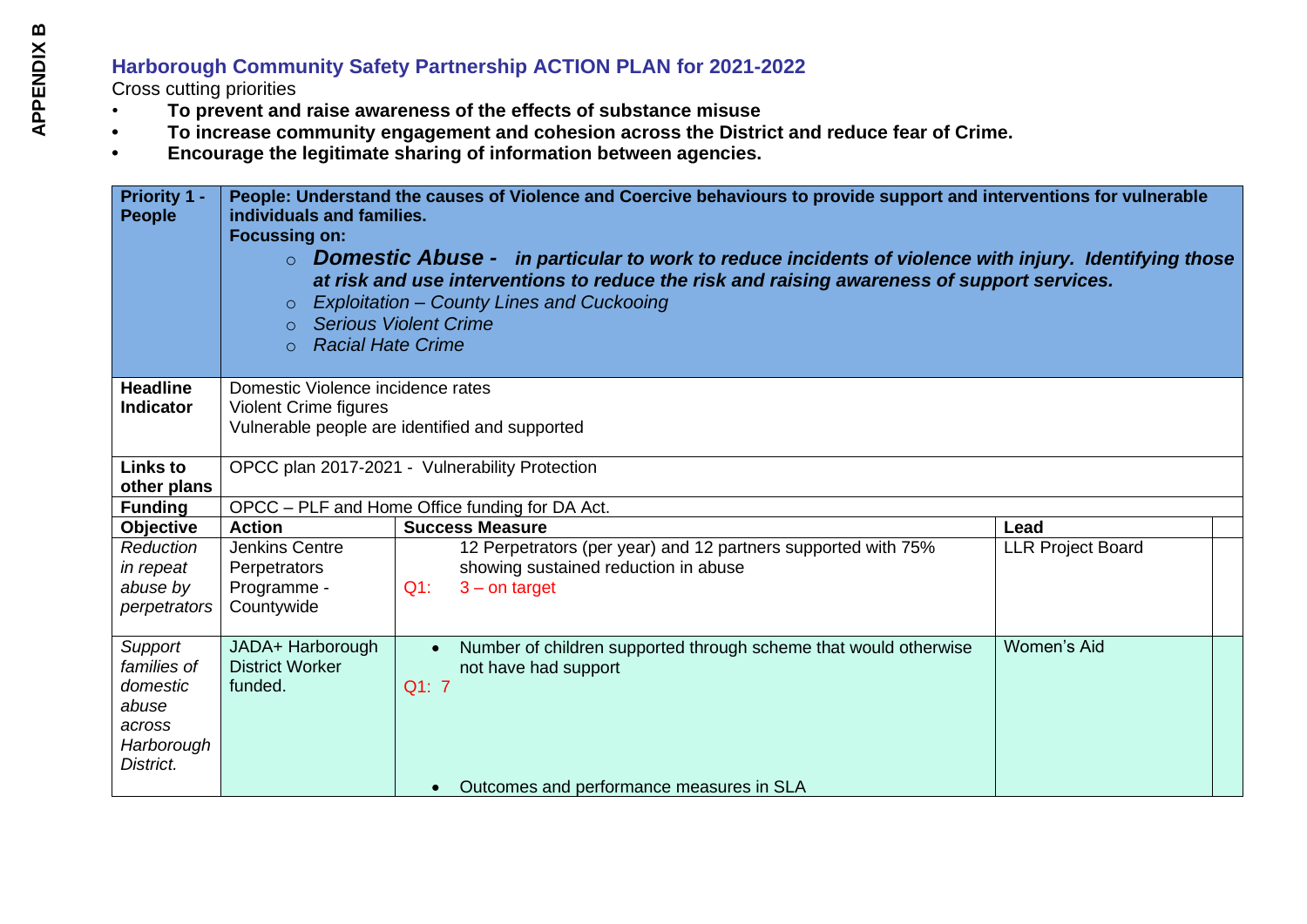APPENDIX B

## Harborough Community Safety Partnership ACTION PLAN for 2021-2022

Cross cutting priorities

- **To prevent and raise awareness of the effects of substance misuse**
- **To increase community engagement and cohesion across the District and reduce fear of Crime.**
- **Encourage the legitimate sharing of information between agencies.**

| **Priority 1 - People** | **People: Understand the causes of Violence and Coercive behaviours to provide support and interventions for vulnerable individuals and families.** <br> **Focussing on:** <br> ○ ***Domestic Abuse - in particular to work to reduce incidents of violence with injury. Identifying those at risk and use interventions to reduce the risk and raising awareness of support services.*** <br> ○ *Exploitation – County Lines and Cuckooing* <br> ○ *Serious Violent Crime* <br> ○ *Racial Hate Crime* | | | |
|---|---|---|---|---|
| **Headline Indicator** | Domestic Violence incidence rates <br> Violent Crime figures <br> Vulnerable people are identified and supported | | | |
| **Links to other plans** | OPCC plan 2017-2021 - Vulnerability Protection | | | |
| **Funding** | OPCC – PLF and Home Office funding for DA Act. | | | |
| **Objective** | **Action** | **Success Measure** | **Lead** | |
| *Reduction in repeat abuse by perpetrators* | Jenkins Centre Perpetrators Programme - Countywide | 12 Perpetrators (per year) and 12 partners supported with 75% showing sustained reduction in abuse <br> Q1: 3 – on target | LLR Project Board | |
| *Support families of domestic abuse across Harborough District.* | JADA+ Harborough District Worker funded. | • Number of children supported through scheme that would otherwise not have had support <br> Q1: 7 <br> • Outcomes and performance measures in SLA | Women's Aid | |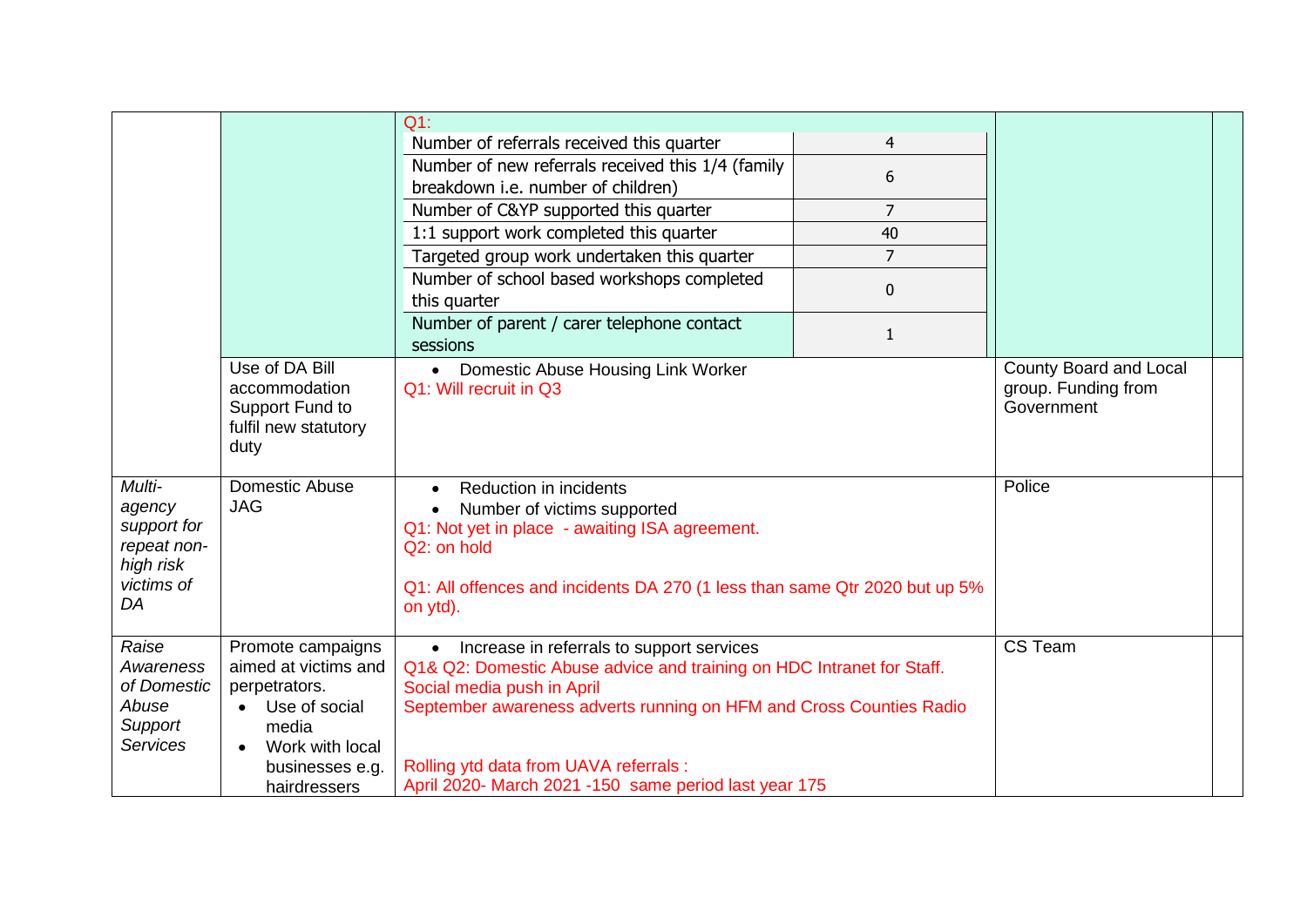| | | | | |
|---|---|---|---|---|
| | | Q1:<br>Number of referrals received this quarter: 4<br>Number of new referrals received this 1/4 (family breakdown i.e. number of children): 6<br>Number of C&YP supported this quarter: 7<br>1:1 support work completed this quarter: 40<br>Targeted group work undertaken this quarter: 7<br>Number of school based workshops completed this quarter: 0<br>Number of parent / carer telephone contact sessions: 1 | | |
| | Use of DA Bill accommodation Support Fund to fulfil new statutory duty | • Domestic Abuse Housing Link Worker<br>Q1: Will recruit in Q3 | County Board and Local group. Funding from Government | |
| *Multi-agency support for repeat non-high risk victims of DA* | Domestic Abuse JAG | • Reduction in incidents<br>• Number of victims supported<br>Q1: Not yet in place - awaiting ISA agreement.<br>Q2: on hold<br><br>Q1: All offences and incidents DA 270 (1 less than same Qtr 2020 but up 5% on ytd). | Police | |
| *Raise Awareness of Domestic Abuse Support Services* | Promote campaigns aimed at victims and perpetrators.<br>• Use of social media<br>• Work with local businesses e.g. hairdressers | • Increase in referrals to support services<br>Q1& Q2: Domestic Abuse advice and training on HDC Intranet for Staff.<br>Social media push in April<br>September awareness adverts running on HFM and Cross Counties Radio<br><br>Rolling ytd data from UAVA referrals :<br>April 2020- March 2021 -150 same period last year 175 | CS Team | |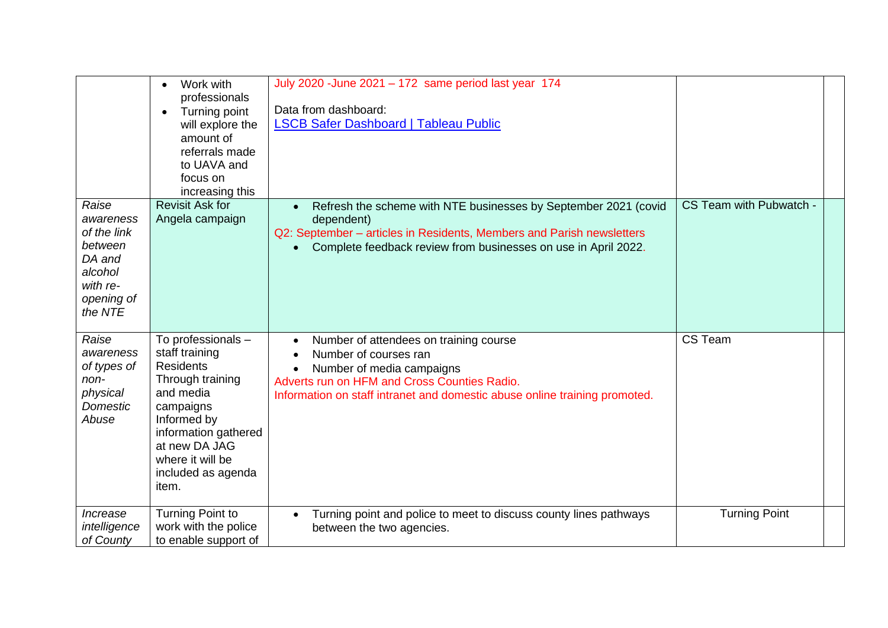|  |  |  |  |  |
|---|---|---|---|---|
|  | • Work with professionals<br>• Turning point will explore the amount of referrals made to UAVA and focus on increasing this | July 2020 -June 2021 – 172 same period last year 174<br><br>Data from dashboard:<br>[LSCB Safer Dashboard \| Tableau Public]() |  |  |
| *Raise awareness of the link between DA and alcohol with re-opening of the NTE* | Revisit Ask for Angela campaign | • Refresh the scheme with NTE businesses by September 2021 (covid dependent)<br>Q2: September – articles in Residents, Members and Parish newsletters<br>• Complete feedback review from businesses on use in April 2022. | CS Team with Pubwatch - |  |
| *Raise awareness of types of non-physical Domestic Abuse* | To professionals – staff training<br>Residents<br>Through training and media campaigns<br>Informed by information gathered at new DA JAG where it will be included as agenda item. | • Number of attendees on training course<br>• Number of courses ran<br>• Number of media campaigns<br>Adverts run on HFM and Cross Counties Radio.<br>Information on staff intranet and domestic abuse online training promoted. | CS Team |  |
| *Increase intelligence of County* | Turning Point to work with the police to enable support of | • Turning point and police to meet to discuss county lines pathways between the two agencies. | Turning Point |  |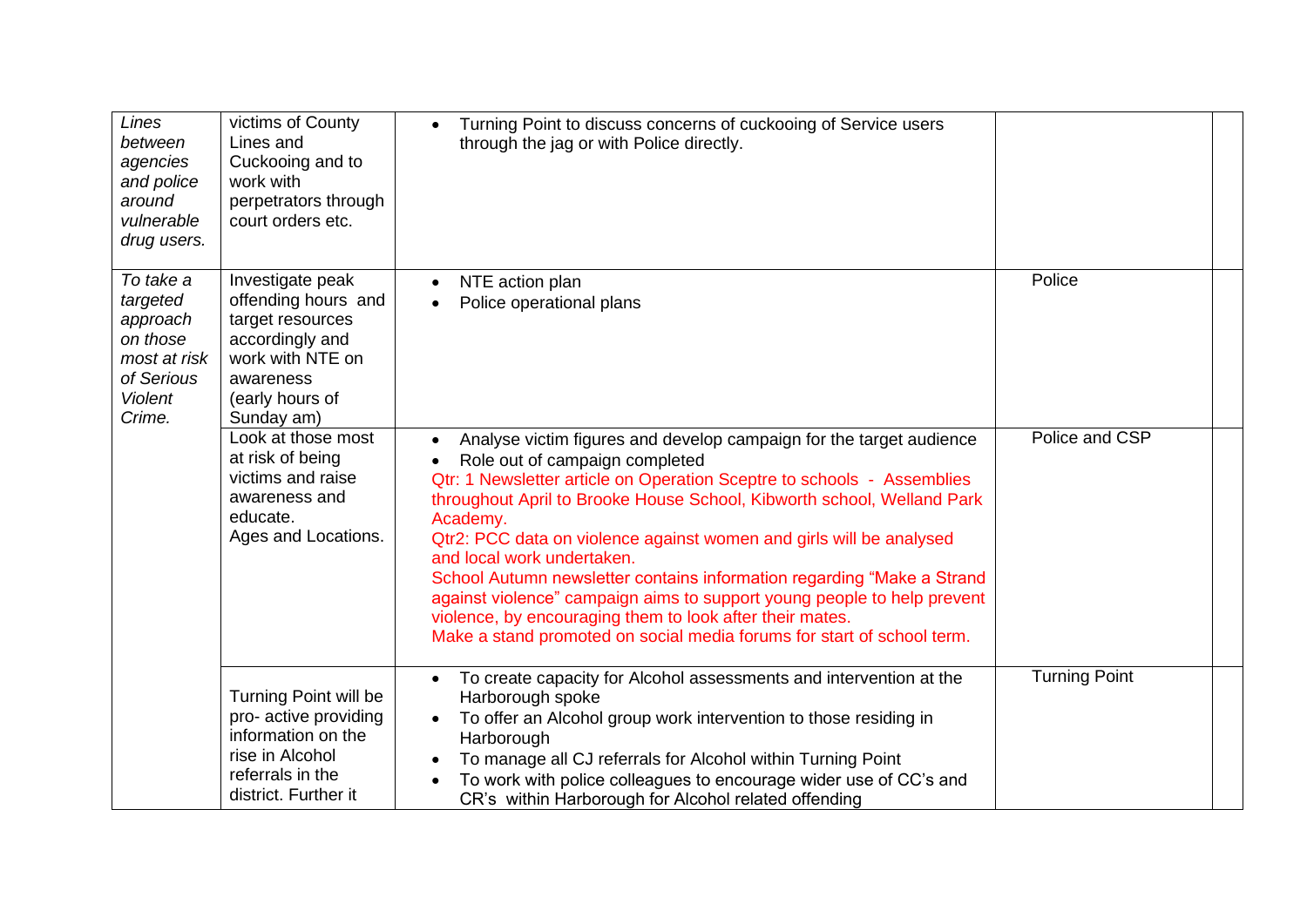| | | | | |
|---|---|---|---|---|
| *Lines between agencies and police around vulnerable drug users.* | victims of County Lines and Cuckooing and to work with perpetrators through court orders etc. | • Turning Point to discuss concerns of cuckooing of Service users through the jag or with Police directly. | | |
| *To take a targeted approach on those most at risk of Serious Violent Crime.* | Investigate peak offending hours and target resources accordingly and work with NTE on awareness (early hours of Sunday am) | • NTE action plan<br>• Police operational plans | Police | |
| | Look at those most at risk of being victims and raise awareness and educate. Ages and Locations. | • Analyse victim figures and develop campaign for the target audience<br>• Role out of campaign completed<br>Qtr: 1 Newsletter article on Operation Sceptre to schools - Assemblies throughout April to Brooke House School, Kibworth school, Welland Park Academy.<br>Qtr2: PCC data on violence against women and girls will be analysed and local work undertaken.<br>School Autumn newsletter contains information regarding "Make a Strand against violence" campaign aims to support young people to help prevent violence, by encouraging them to look after their mates.<br>Make a stand promoted on social media forums for start of school term. | Police and CSP | |
| | Turning Point will be pro- active providing information on the rise in Alcohol referrals in the district. Further it | • To create capacity for Alcohol assessments and intervention at the Harborough spoke<br>• To offer an Alcohol group work intervention to those residing in Harborough<br>• To manage all CJ referrals for Alcohol within Turning Point<br>• To work with police colleagues to encourage wider use of CC's and CR's within Harborough for Alcohol related offending | Turning Point | |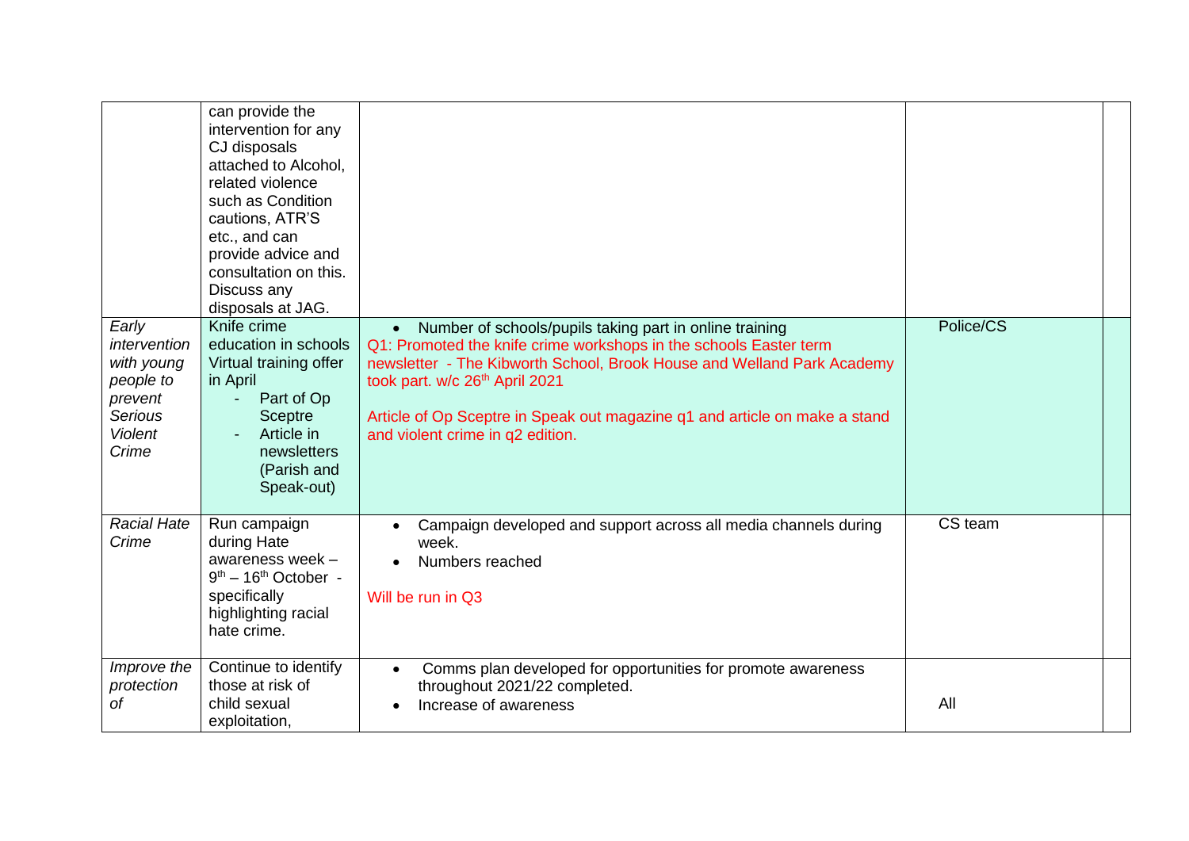| | | | | |
|---|---|---|---|---|
| | can provide the intervention for any CJ disposals attached to Alcohol, related violence such as Condition cautions, ATR'S etc., and can provide advice and consultation on this. Discuss any disposals at JAG. | | | |
| *Early intervention with young people to prevent Serious Violent Crime* | Knife crime education in schools Virtual training offer in April <br> - Part of Op Sceptre <br> - Article in newsletters (Parish and Speak-out) | • Number of schools/pupils taking part in online training <br> Q1: Promoted the knife crime workshops in the schools Easter term newsletter - The Kibworth School, Brook House and Welland Park Academy took part. w/c 26th April 2021 <br><br> Article of Op Sceptre in Speak out magazine q1 and article on make a stand and violent crime in q2 edition. | Police/CS | |
| *Racial Hate Crime* | Run campaign during Hate awareness week – 9th – 16th October - specifically highlighting racial hate crime. | • Campaign developed and support across all media channels during week. <br> • Numbers reached <br><br> Will be run in Q3 | CS team | |
| *Improve the protection of* | Continue to identify those at risk of child sexual exploitation, | • Comms plan developed for opportunities for promote awareness throughout 2021/22 completed. <br> • Increase of awareness | All | |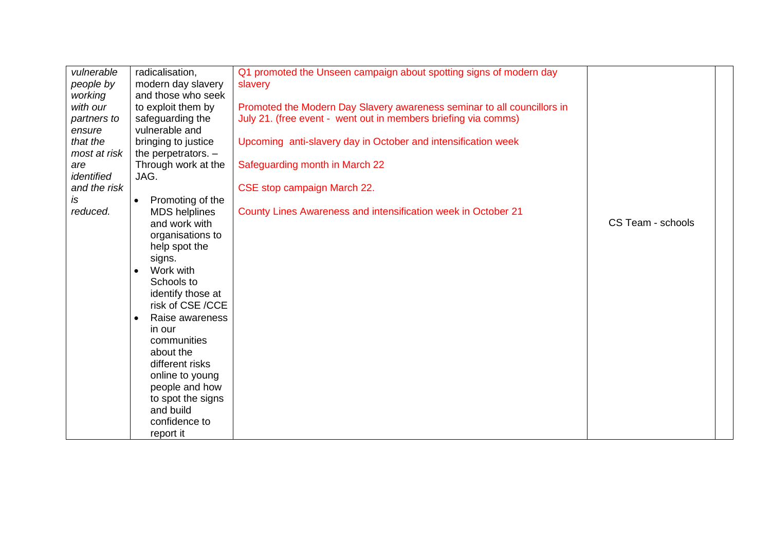| | | | | |
|---|---|---|---|---|
| *vulnerable people by working with our partners to ensure that the most at risk are identified and the risk is reduced.* | radicalisation, modern day slavery and those who seek to exploit them by safeguarding the vulnerable and bringing to justice the perpetrators. – Through work at the JAG.<br><br>• Promoting of the MDS helplines and work with organisations to help spot the signs.<br>• Work with Schools to identify those at risk of CSE /CCE<br>• Raise awareness in our communities about the different risks online to young people and how to spot the signs and build confidence to report it | Q1 promoted the Unseen campaign about spotting signs of modern day slavery<br><br>Promoted the Modern Day Slavery awareness seminar to all councillors in July 21. (free event - went out in members briefing via comms)<br><br>Upcoming anti-slavery day in October and intensification week<br><br>Safeguarding month in March 22<br><br>CSE stop campaign March 22.<br><br>County Lines Awareness and intensification week in October 21 | CS Team - schools | |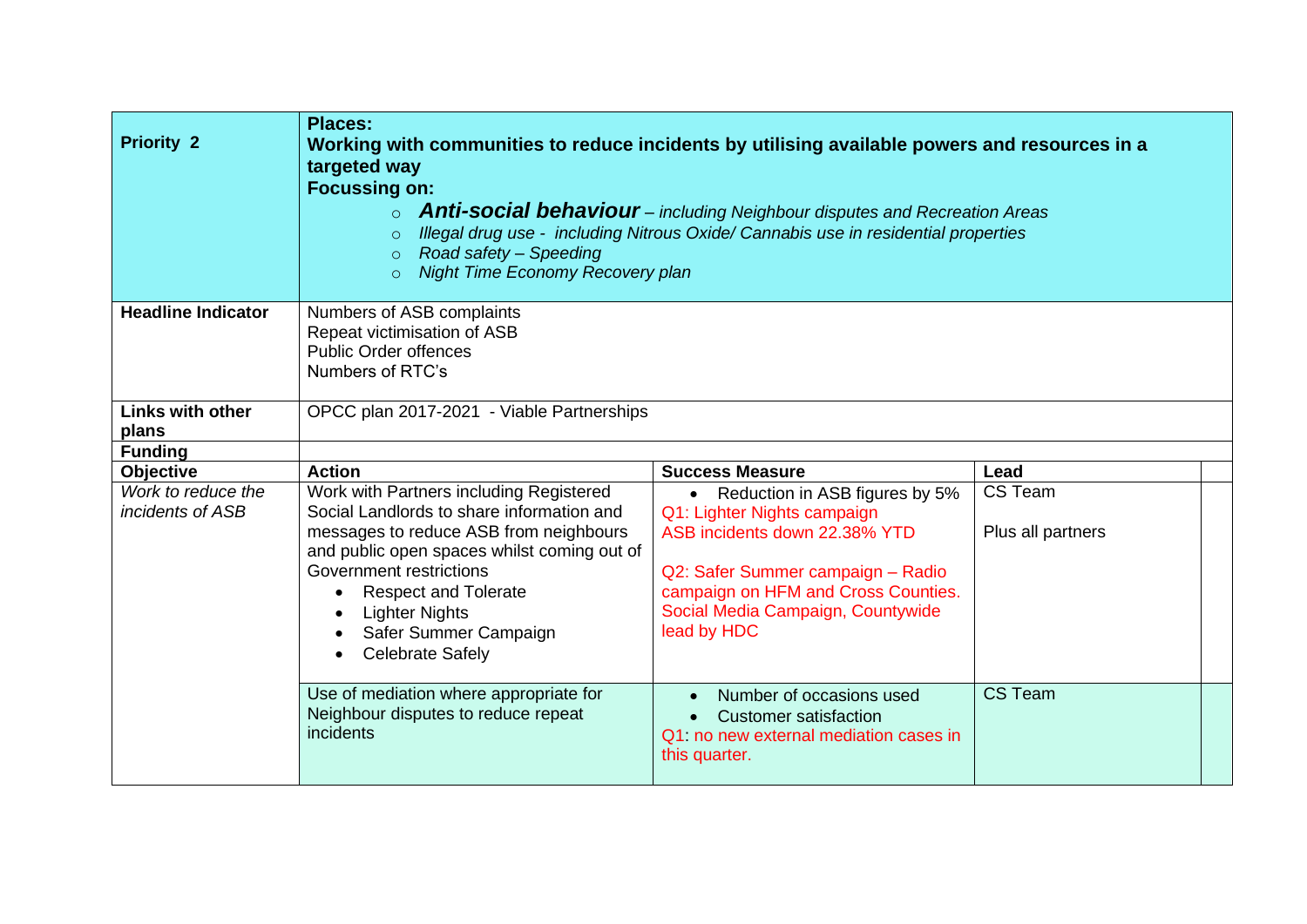| **Priority 2** | **Places:**<br>**Working with communities to reduce incidents by utilising available powers and resources in a targeted way**<br>**Focussing on:**<br>○ ***Anti-social behaviour*** *– including Neighbour disputes and Recreation Areas*<br>○ *Illegal drug use - including Nitrous Oxide/ Cannabis use in residential properties*<br>○ *Road safety – Speeding*<br>○ *Night Time Economy Recovery plan* | | | |
|---|---|---|---|---|
| **Headline Indicator** | Numbers of ASB complaints<br>Repeat victimisation of ASB<br>Public Order offences<br>Numbers of RTC's | | | |
| **Links with other plans** | OPCC plan 2017-2021 - Viable Partnerships | | | |
| **Funding** | | | | |
| **Objective** | **Action** | **Success Measure** | **Lead** | |
| *Work to reduce the incidents of ASB* | Work with Partners including Registered Social Landlords to share information and messages to reduce ASB from neighbours and public open spaces whilst coming out of Government restrictions<br>• Respect and Tolerate<br>• Lighter Nights<br>• Safer Summer Campaign<br>• Celebrate Safely | • Reduction in ASB figures by 5%<br>Q1: Lighter Nights campaign<br>ASB incidents down 22.38% YTD<br><br>Q2: Safer Summer campaign – Radio campaign on HFM and Cross Counties. Social Media Campaign, Countywide lead by HDC | CS Team<br><br>Plus all partners | |
| | Use of mediation where appropriate for Neighbour disputes to reduce repeat incidents | • Number of occasions used<br>• Customer satisfaction<br>Q1: no new external mediation cases in this quarter. | CS Team | |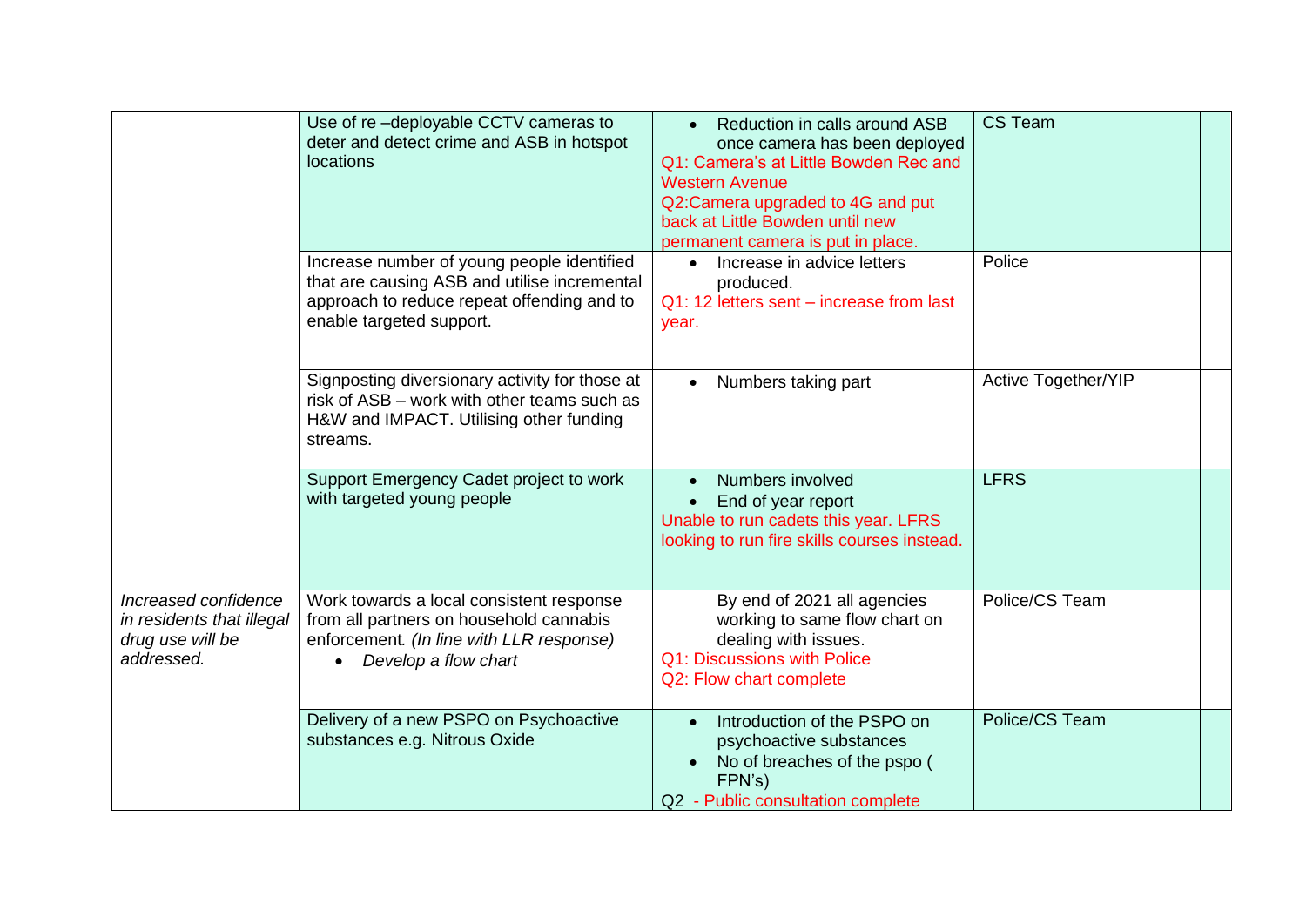| | | | | |
|---|---|---|---|---|
| | Use of re –deployable CCTV cameras to deter and detect crime and ASB in hotspot locations | • Reduction in calls around ASB once camera has been deployed<br>Q1: Camera's at Little Bowden Rec and Western Avenue<br>Q2:Camera upgraded to 4G and put back at Little Bowden until new permanent camera is put in place. | CS Team | |
| | Increase number of young people identified that are causing ASB and utilise incremental approach to reduce repeat offending and to enable targeted support. | • Increase in advice letters produced.<br>Q1: 12 letters sent – increase from last year. | Police | |
| | Signposting diversionary activity for those at risk of ASB – work with other teams such as H&W and IMPACT. Utilising other funding streams. | • Numbers taking part | Active Together/YIP | |
| | Support Emergency Cadet project to work with targeted young people | • Numbers involved<br>• End of year report<br>Unable to run cadets this year. LFRS looking to run fire skills courses instead. | LFRS | |
| *Increased confidence in residents that illegal drug use will be addressed.* | Work towards a local consistent response from all partners on household cannabis enforcement. *(In line with LLR response)*<br>• *Develop a flow chart* | By end of 2021 all agencies working to same flow chart on dealing with issues.<br>Q1: Discussions with Police<br>Q2: Flow chart complete | Police/CS Team | |
| | Delivery of a new PSPO on Psychoactive substances e.g. Nitrous Oxide | • Introduction of the PSPO on psychoactive substances<br>• No of breaches of the pspo ( FPN's)<br>Q2 - Public consultation complete | Police/CS Team | |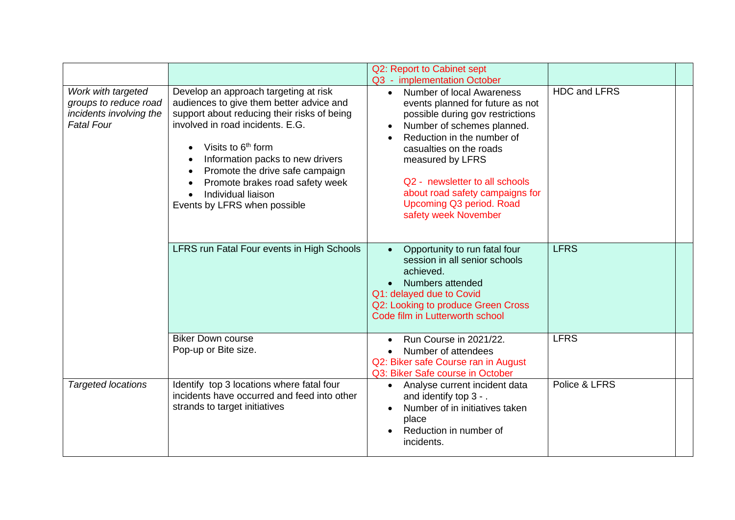| | | | | |
|---|---|---|---|---|
| | | Q2: Report to Cabinet sept<br>Q3 - implementation October | | |
| *Work with targeted groups to reduce road incidents involving the Fatal Four* | Develop an approach targeting at risk audiences to give them better advice and support about reducing their risks of being involved in road incidents. E.G.<br><br>• Visits to 6th form<br>• Information packs to new drivers<br>• Promote the drive safe campaign<br>• Promote brakes road safety week<br>• Individual liaison<br>Events by LFRS when possible | • Number of local Awareness events planned for future as not possible during gov restrictions<br>• Number of schemes planned.<br>• Reduction in the number of casualties on the roads measured by LFRS<br><br>Q2 - newsletter to all schools about road safety campaigns for Upcoming Q3 period. Road safety week November | HDC and LFRS | |
| | LFRS run Fatal Four events in High Schools | • Opportunity to run fatal four session in all senior schools achieved.<br>• Numbers attended<br>Q1: delayed due to Covid<br>Q2: Looking to produce Green Cross Code film in Lutterworth school | LFRS | |
| | Biker Down course<br>Pop-up or Bite size. | • Run Course in 2021/22.<br>• Number of attendees<br>Q2: Biker safe Course ran in August<br>Q3: Biker Safe course in October | LFRS | |
| *Targeted locations* | Identify top 3 locations where fatal four incidents have occurred and feed into other strands to target initiatives | • Analyse current incident data and identify top 3 - .<br>• Number of in initiatives taken place<br>• Reduction in number of incidents. | Police & LFRS | |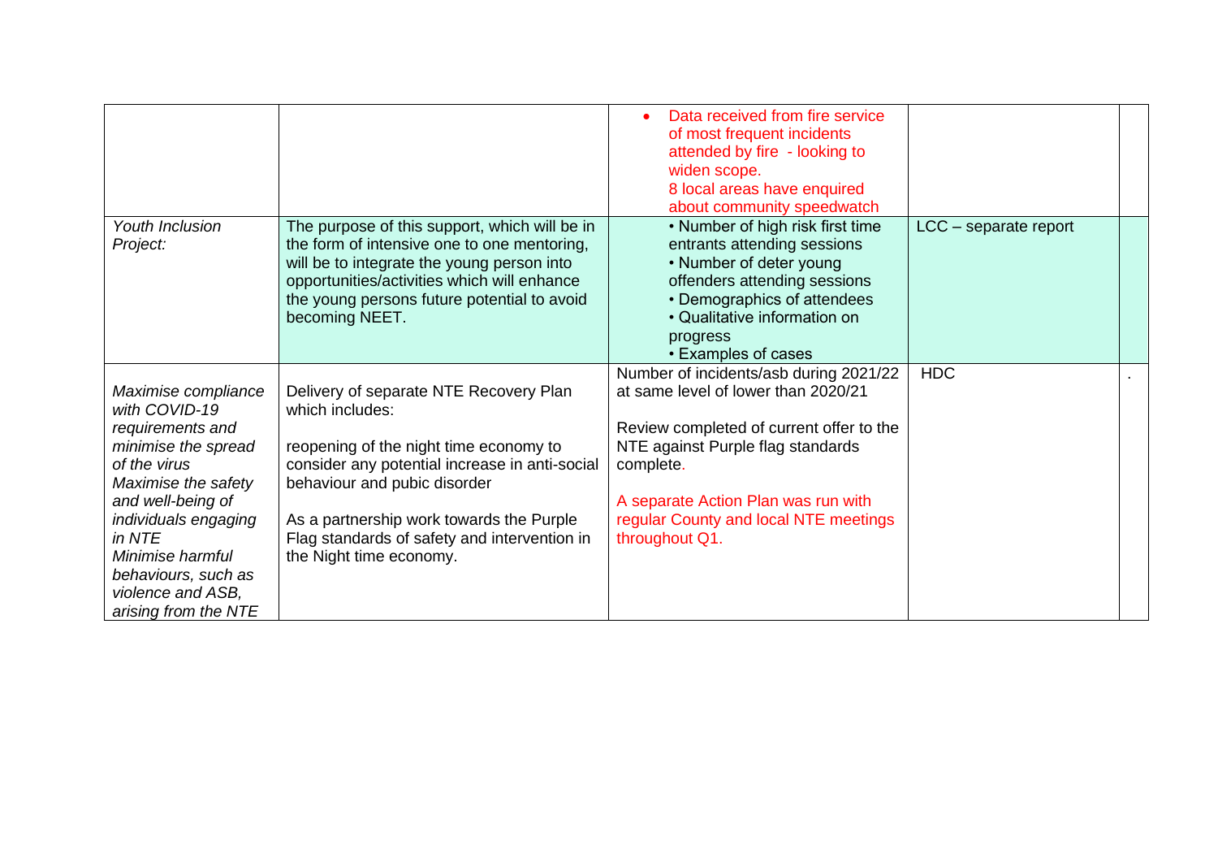| | | | | |
|---|---|---|---|---|
| | | • Data received from fire service of most frequent incidents attended by fire - looking to widen scope.<br>8 local areas have enquired about community speedwatch | | |
| *Youth Inclusion Project:* | The purpose of this support, which will be in the form of intensive one to one mentoring, will be to integrate the young person into opportunities/activities which will enhance the young persons future potential to avoid becoming NEET. | • Number of high risk first time entrants attending sessions<br>• Number of deter young offenders attending sessions<br>• Demographics of attendees<br>• Qualitative information on progress<br>• Examples of cases | LCC – separate report | |
| *Maximise compliance with COVID-19 requirements and minimise the spread of the virus*<br>*Maximise the safety and well-being of individuals engaging in NTE*<br>*Minimise harmful behaviours, such as violence and ASB, arising from the NTE* | Delivery of separate NTE Recovery Plan which includes:<br><br>reopening of the night time economy to consider any potential increase in anti-social behaviour and pubic disorder<br><br>As a partnership work towards the Purple Flag standards of safety and intervention in the Night time economy. | Number of incidents/asb during 2021/22 at same level of lower than 2020/21<br><br>Review completed of current offer to the NTE against Purple flag standards complete.<br><br>A separate Action Plan was run with regular County and local NTE meetings throughout Q1. | HDC | . |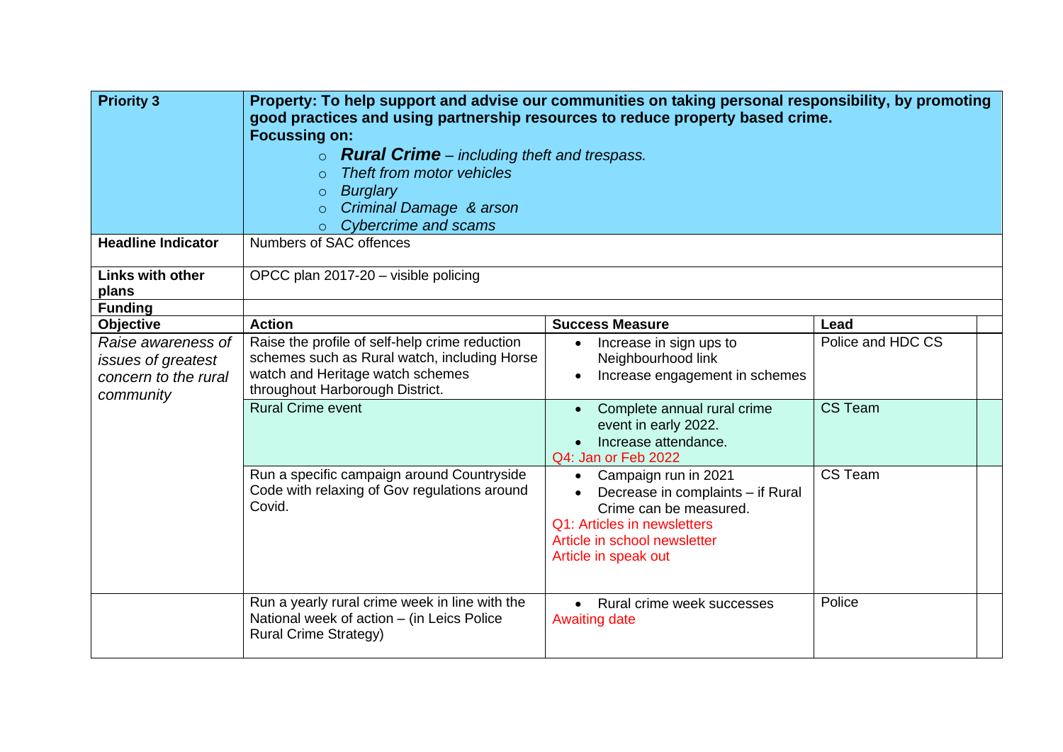| **Priority 3** | **Property: To help support and advise our communities on taking personal responsibility, by promoting good practices and using partnership resources to reduce property based crime.**<br>**Focussing on:**<br>○ ***Rural Crime*** *– including theft and trespass.*<br>○ *Theft from motor vehicles*<br>○ *Burglary*<br>○ *Criminal Damage & arson*<br>○ *Cybercrime and scams* | | | |
|---|---|---|---|---|
| **Headline Indicator** | Numbers of SAC offences | | | |
| **Links with other plans** | OPCC plan 2017-20 – visible policing | | | |
| **Funding** | | | | |
| **Objective** | **Action** | **Success Measure** | **Lead** | |
| *Raise awareness of issues of greatest concern to the rural community* | Raise the profile of self-help crime reduction schemes such as Rural watch, including Horse watch and Heritage watch schemes throughout Harborough District. | • Increase in sign ups to Neighbourhood link<br>• Increase engagement in schemes | Police and HDC CS | |
| | Rural Crime event | • Complete annual rural crime event in early 2022.<br>• Increase attendance.<br>Q4: Jan or Feb 2022 | CS Team | |
| | Run a specific campaign around Countryside Code with relaxing of Gov regulations around Covid. | • Campaign run in 2021<br>• Decrease in complaints – if Rural Crime can be measured.<br>Q1: Articles in newsletters<br>Article in school newsletter<br>Article in speak out | CS Team | |
| | Run a yearly rural crime week in line with the National week of action – (in Leics Police Rural Crime Strategy) | • Rural crime week successes<br>Awaiting date | Police | |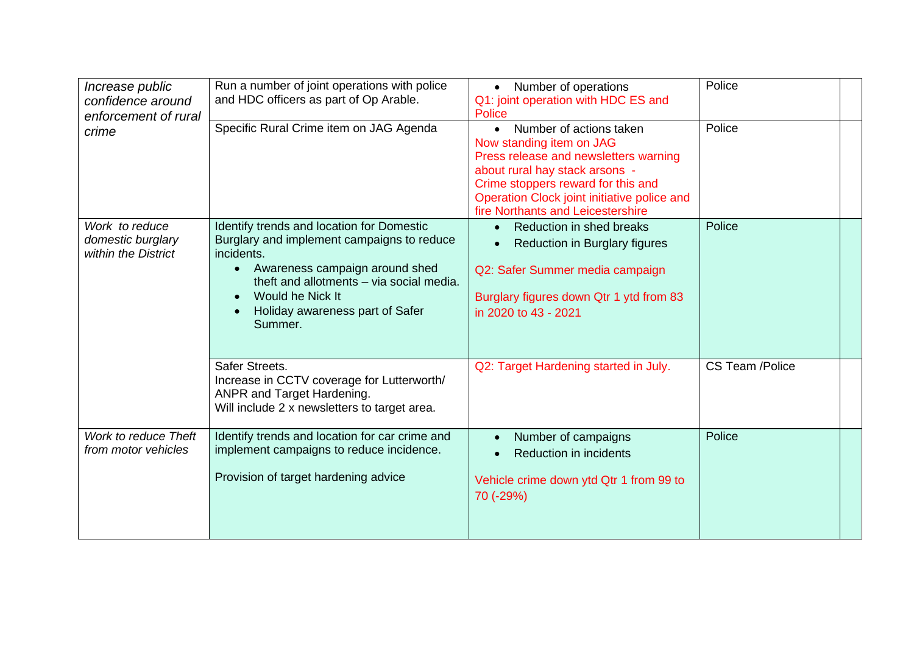| | | | | |
|---|---|---|---|---|
| *Increase public confidence around enforcement of rural crime* | Run a number of joint operations with police and HDC officers as part of Op Arable. | • Number of operations<br>Q1: joint operation with HDC ES and Police | Police | |
| | Specific Rural Crime item on JAG Agenda | • Number of actions taken<br>Now standing item on JAG<br>Press release and newsletters warning about rural hay stack arsons -<br>Crime stoppers reward for this and Operation Clock joint initiative police and fire Northants and Leicestershire | Police | |
| *Work to reduce domestic burglary within the District* | Identify trends and location for Domestic Burglary and implement campaigns to reduce incidents.<br>• Awareness campaign around shed theft and allotments – via social media.<br>• Would he Nick It<br>• Holiday awareness part of Safer Summer. | • Reduction in shed breaks<br>• Reduction in Burglary figures<br><br>Q2: Safer Summer media campaign<br><br>Burglary figures down Qtr 1 ytd from 83 in 2020 to 43 - 2021 | Police | |
| | Safer Streets.<br>Increase in CCTV coverage for Lutterworth/ ANPR and Target Hardening.<br>Will include 2 x newsletters to target area. | Q2: Target Hardening started in July. | CS Team /Police | |
| *Work to reduce Theft from motor vehicles* | Identify trends and location for car crime and implement campaigns to reduce incidence.<br><br>Provision of target hardening advice | • Number of campaigns<br>• Reduction in incidents<br><br>Vehicle crime down ytd Qtr 1 from 99 to 70 (-29%) | Police | |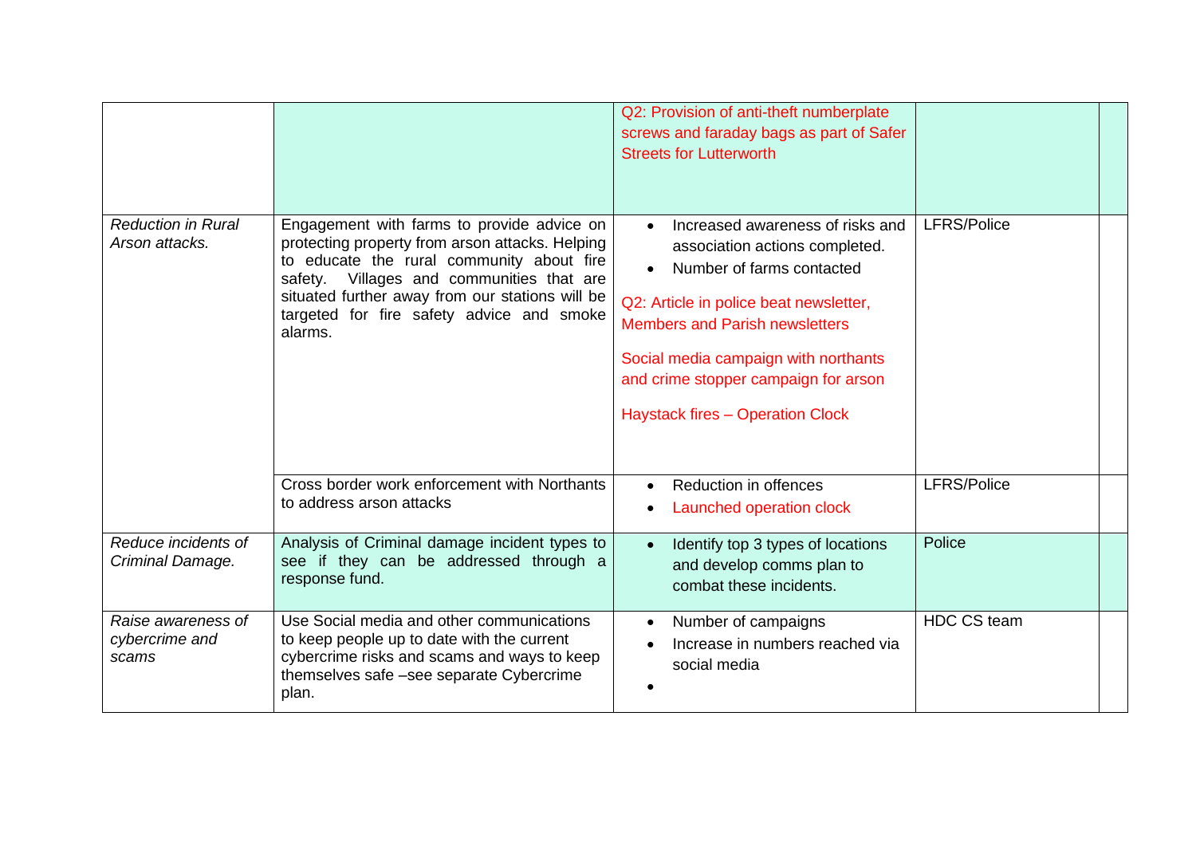| | | | | |
|---|---|---|---|---|
| | | Q2: Provision of anti-theft numberplate screws and faraday bags as part of Safer Streets for Lutterworth | | |
| *Reduction in Rural Arson attacks.* | Engagement with farms to provide advice on protecting property from arson attacks. Helping to educate the rural community about fire safety. Villages and communities that are situated further away from our stations will be targeted for fire safety advice and smoke alarms. | • Increased awareness of risks and association actions completed.<br>• Number of farms contacted<br><br>Q2: Article in police beat newsletter, Members and Parish newsletters<br><br>Social media campaign with northants and crime stopper campaign for arson<br><br>Haystack fires – Operation Clock | LFRS/Police | |
| | Cross border work enforcement with Northants to address arson attacks | • Reduction in offences<br>• Launched operation clock | LFRS/Police | |
| *Reduce incidents of Criminal Damage.* | Analysis of Criminal damage incident types to see if they can be addressed through a response fund. | • Identify top 3 types of locations and develop comms plan to combat these incidents. | Police | |
| *Raise awareness of cybercrime and scams* | Use Social media and other communications to keep people up to date with the current cybercrime risks and scams and ways to keep themselves safe –see separate Cybercrime plan. | • Number of campaigns<br>• Increase in numbers reached via social media<br>• | HDC CS team | |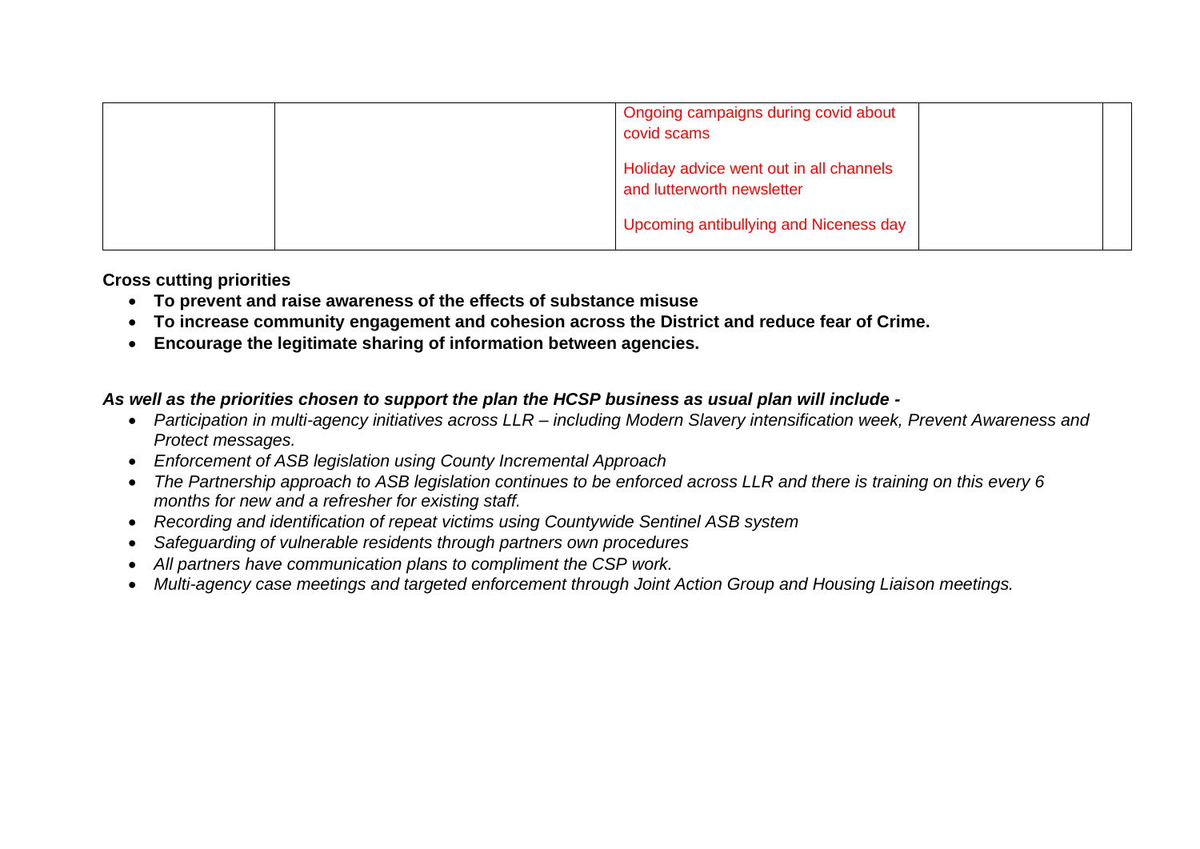| | | | | |
|---|---|---|---|---|
| | | Ongoing campaigns during covid about covid scams<br><br>Holiday advice went out in all channels and lutterworth newsletter<br><br>Upcoming antibullying and Niceness day | | |

**Cross cutting priorities**

- **To prevent and raise awareness of the effects of substance misuse**
- **To increase community engagement and cohesion across the District and reduce fear of Crime.**
- **Encourage the legitimate sharing of information between agencies.**

***As well as the priorities chosen to support the plan the HCSP business as usual plan will include -***

- *Participation in multi-agency initiatives across LLR – including Modern Slavery intensification week, Prevent Awareness and Protect messages.*
- *Enforcement of ASB legislation using County Incremental Approach*
- *The Partnership approach to ASB legislation continues to be enforced across LLR and there is training on this every 6 months for new and a refresher for existing staff.*
- *Recording and identification of repeat victims using Countywide Sentinel ASB system*
- *Safeguarding of vulnerable residents through partners own procedures*
- *All partners have communication plans to compliment the CSP work.*
- *Multi-agency case meetings and targeted enforcement through Joint Action Group and Housing Liaison meetings.*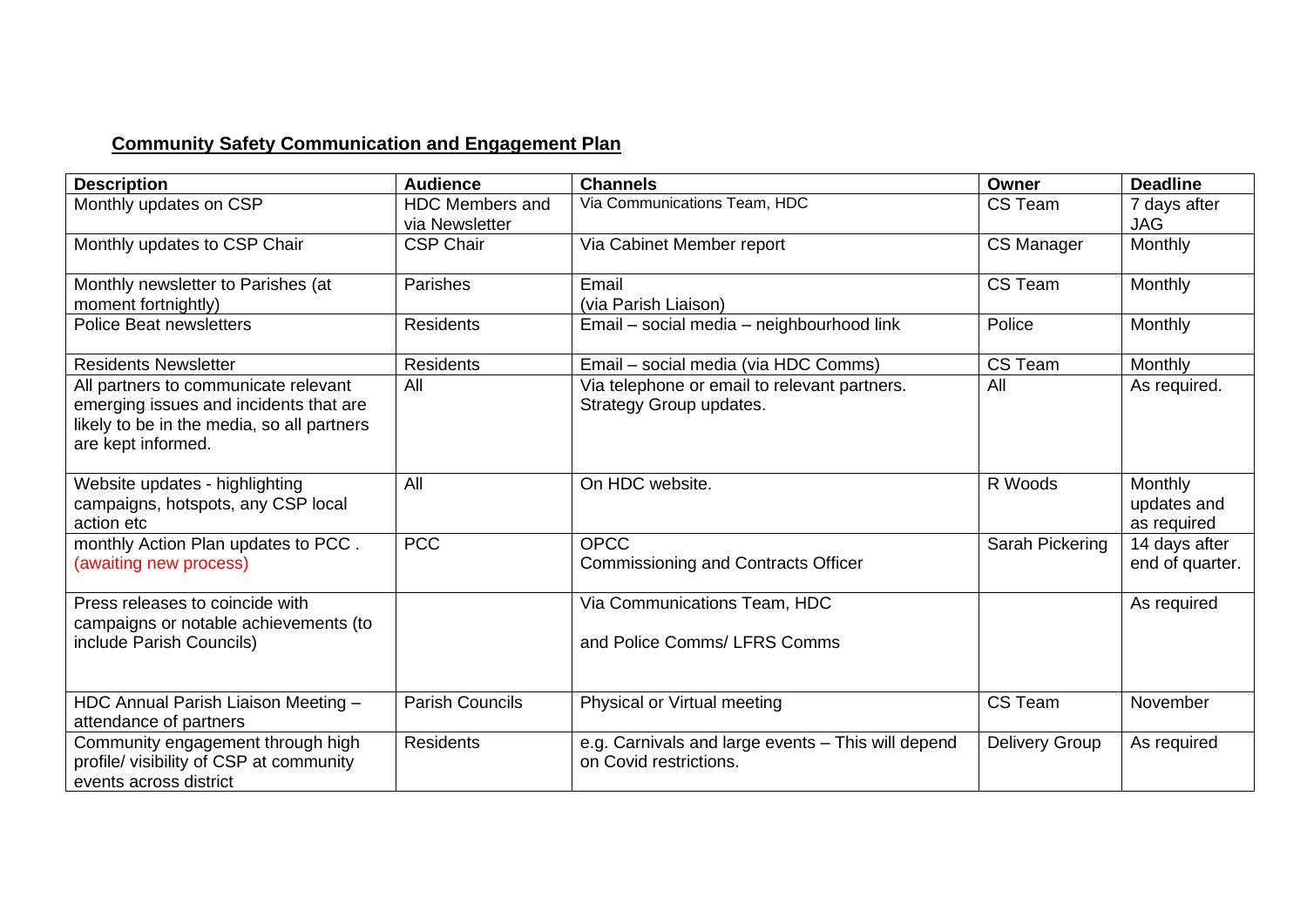## Community Safety Communication and Engagement Plan

| Description | Audience | Channels | Owner | Deadline |
|---|---|---|---|---|
| Monthly updates on CSP | HDC Members and via Newsletter | Via Communications Team, HDC | CS Team | 7 days after JAG |
| Monthly updates to CSP Chair | CSP Chair | Via Cabinet Member report | CS Manager | Monthly |
| Monthly newsletter to Parishes (at moment fortnightly) | Parishes | Email (via Parish Liaison) | CS Team | Monthly |
| Police Beat newsletters | Residents | Email – social media – neighbourhood link | Police | Monthly |
| Residents Newsletter | Residents | Email – social media (via HDC Comms) | CS Team | Monthly |
| All partners to communicate relevant emerging issues and incidents that are likely to be in the media, so all partners are kept informed. | All | Via telephone or email to relevant partners. Strategy Group updates. | All | As required. |
| Website updates - highlighting campaigns, hotspots, any CSP local action etc | All | On HDC website. | R Woods | Monthly updates and as required |
| monthly Action Plan updates to PCC . (awaiting new process) | PCC | OPCC Commissioning and Contracts Officer | Sarah Pickering | 14 days after end of quarter. |
| Press releases to coincide with campaigns or notable achievements (to include Parish Councils) | | Via Communications Team, HDC and Police Comms/ LFRS Comms | | As required |
| HDC Annual Parish Liaison Meeting – attendance of partners | Parish Councils | Physical or Virtual meeting | CS Team | November |
| Community engagement through high profile/ visibility of CSP at community events across district | Residents | e.g. Carnivals and large events – This will depend on Covid restrictions. | Delivery Group | As required |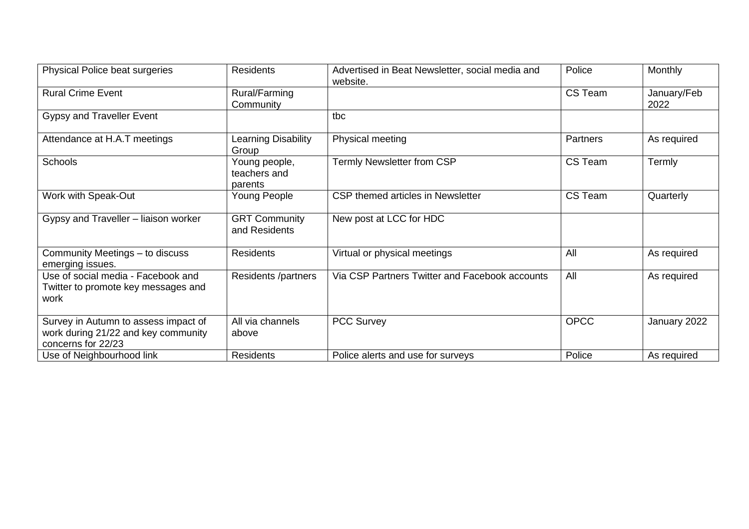| | | | | |
|---|---|---|---|---|
| Physical Police beat surgeries | Residents | Advertised in Beat Newsletter, social media and website. | Police | Monthly |
| Rural Crime Event | Rural/Farming Community | | CS Team | January/Feb 2022 |
| Gypsy and Traveller Event | | tbc | | |
| Attendance at H.A.T meetings | Learning Disability Group | Physical meeting | Partners | As required |
| Schools | Young people, teachers and parents | Termly Newsletter from CSP | CS Team | Termly |
| Work with Speak-Out | Young People | CSP themed articles in Newsletter | CS Team | Quarterly |
| Gypsy and Traveller – liaison worker | GRT Community and Residents | New post at LCC for HDC | | |
| Community Meetings – to discuss emerging issues. | Residents | Virtual or physical meetings | All | As required |
| Use of social media - Facebook and Twitter to promote key messages and work | Residents /partners | Via CSP Partners Twitter and Facebook accounts | All | As required |
| Survey in Autumn to assess impact of work during 21/22 and key community concerns for 22/23 | All via channels above | PCC Survey | OPCC | January 2022 |
| Use of Neighbourhood link | Residents | Police alerts and use for surveys | Police | As required |